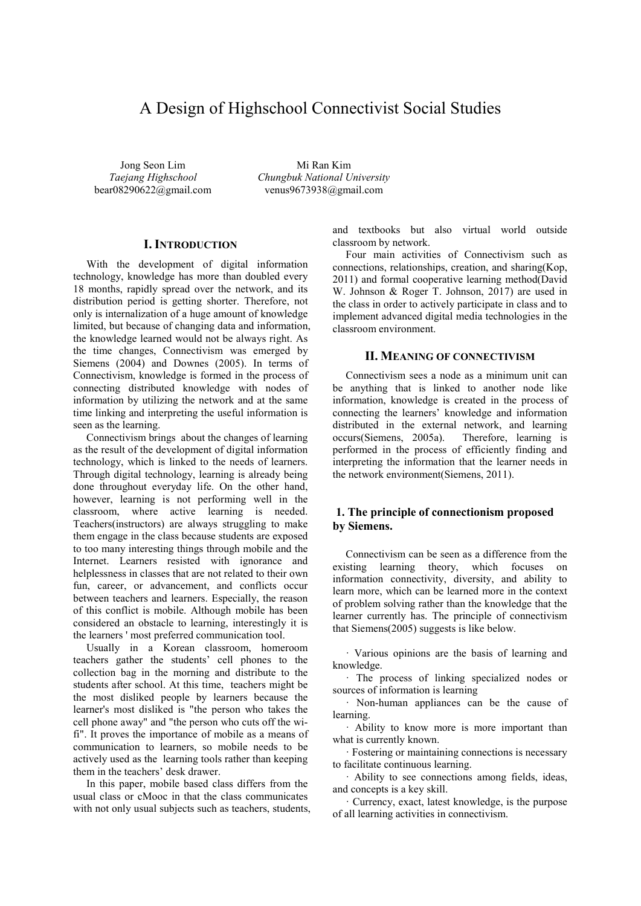# A Design of Highschool Connectivist Social Studies

Jong Seon Lim
*Taejang Highschool*
bear08290622@gmail.com

Mi Ran Kim
*Chungbuk National University*
venus9673938@gmail.com

## I. INTRODUCTION

With the development of digital information technology, knowledge has more than doubled every 18 months, rapidly spread over the network, and its distribution period is getting shorter. Therefore, not only is internalization of a huge amount of knowledge limited, but because of changing data and information, the knowledge learned would not be always right. As the time changes, Connectivism was emerged by Siemens (2004) and Downes (2005). In terms of Connectivism, knowledge is formed in the process of connecting distributed knowledge with nodes of information by utilizing the network and at the same time linking and interpreting the useful information is seen as the learning.

Connectivism brings about the changes of learning as the result of the development of digital information technology, which is linked to the needs of learners. Through digital technology, learning is already being done throughout everyday life. On the other hand, however, learning is not performing well in the classroom, where active learning is needed. Teachers(instructors) are always struggling to make them engage in the class because students are exposed to too many interesting things through mobile and the Internet. Learners resisted with ignorance and helplessness in classes that are not related to their own fun, career, or advancement, and conflicts occur between teachers and learners. Especially, the reason of this conflict is mobile. Although mobile has been considered an obstacle to learning, interestingly it is the learners ' most preferred communication tool.

Usually in a Korean classroom, homeroom teachers gather the students' cell phones to the collection bag in the morning and distribute to the students after school. At this time, teachers might be the most disliked people by learners because the learner's most disliked is "the person who takes the cell phone away" and "the person who cuts off the wi-fi". It proves the importance of mobile as a means of communication to learners, so mobile needs to be actively used as the learning tools rather than keeping them in the teachers' desk drawer.

In this paper, mobile based class differs from the usual class or cMooc in that the class communicates with not only usual subjects such as teachers, students, and textbooks but also virtual world outside classroom by network.

Four main activities of Connectivism such as connections, relationships, creation, and sharing(Kop, 2011) and formal cooperative learning method(David W. Johnson & Roger T. Johnson, 2017) are used in the class in order to actively participate in class and to implement advanced digital media technologies in the classroom environment.

## II. MEANING OF CONNECTIVISM

Connectivism sees a node as a minimum unit can be anything that is linked to another node like information, knowledge is created in the process of connecting the learners' knowledge and information distributed in the external network, and learning occurs(Siemens, 2005a). Therefore, learning is performed in the process of efficiently finding and interpreting the information that the learner needs in the network environment(Siemens, 2011).

### 1. The principle of connectionism proposed by Siemens.

Connectivism can be seen as a difference from the existing learning theory, which focuses on information connectivity, diversity, and ability to learn more, which can be learned more in the context of problem solving rather than the knowledge that the learner currently has. The principle of connectivism that Siemens(2005) suggests is like below.

- · Various opinions are the basis of learning and knowledge.
- · The process of linking specialized nodes or sources of information is learning
- · Non-human appliances can be the cause of learning.
- · Ability to know more is more important than what is currently known.
- · Fostering or maintaining connections is necessary to facilitate continuous learning.
- · Ability to see connections among fields, ideas, and concepts is a key skill.
- · Currency, exact, latest knowledge, is the purpose of all learning activities in connectivism.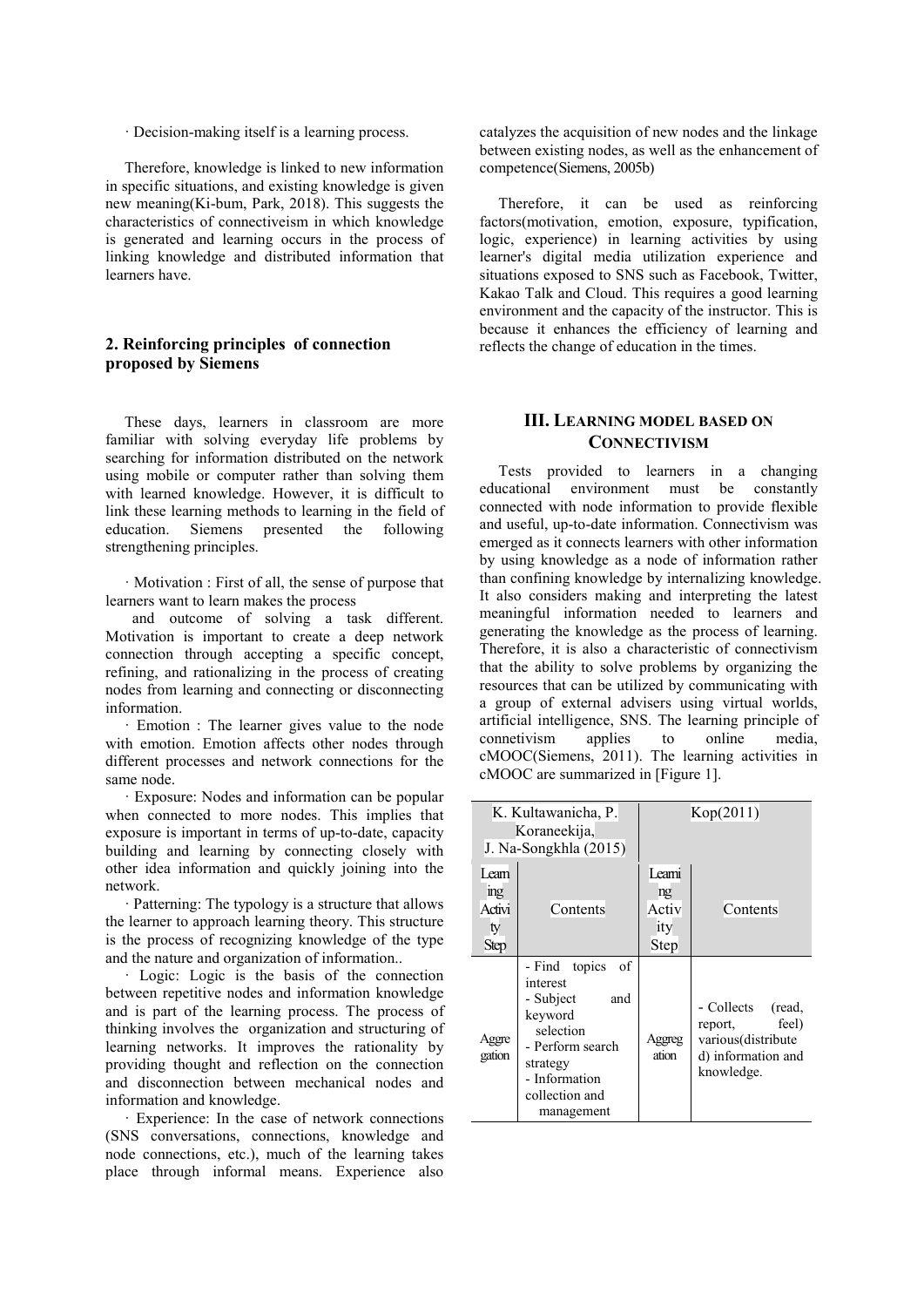· Decision-making itself is a learning process.

Therefore, knowledge is linked to new information in specific situations, and existing knowledge is given new meaning(Ki-bum, Park, 2018). This suggests the characteristics of connectiveism in which knowledge is generated and learning occurs in the process of linking knowledge and distributed information that learners have.

## 2. Reinforcing principles of connection proposed by Siemens

These days, learners in classroom are more familiar with solving everyday life problems by searching for information distributed on the network using mobile or computer rather than solving them with learned knowledge. However, it is difficult to link these learning methods to learning in the field of education. Siemens presented the following strengthening principles.

· Motivation : First of all, the sense of purpose that learners want to learn makes the process and outcome of solving a task different. Motivation is important to create a deep network connection through accepting a specific concept, refining, and rationalizing in the process of creating nodes from learning and connecting or disconnecting information.

· Emotion : The learner gives value to the node with emotion. Emotion affects other nodes through different processes and network connections for the same node.

· Exposure: Nodes and information can be popular when connected to more nodes. This implies that exposure is important in terms of up-to-date, capacity building and learning by connecting closely with other idea information and quickly joining into the network.

· Patterning: The typology is a structure that allows the learner to approach learning theory. This structure is the process of recognizing knowledge of the type and the nature and organization of information..

· Logic: Logic is the basis of the connection between repetitive nodes and information knowledge and is part of the learning process. The process of thinking involves the organization and structuring of learning networks. It improves the rationality by providing thought and reflection on the connection and disconnection between mechanical nodes and information and knowledge.

· Experience: In the case of network connections (SNS conversations, connections, knowledge and node connections, etc.), much of the learning takes place through informal means. Experience also catalyzes the acquisition of new nodes and the linkage between existing nodes, as well as the enhancement of competence(Siemens, 2005b)

Therefore, it can be used as reinforcing factors(motivation, emotion, exposure, typification, logic, experience) in learning activities by using learner's digital media utilization experience and situations exposed to SNS such as Facebook, Twitter, Kakao Talk and Cloud. This requires a good learning environment and the capacity of the instructor. This is because it enhances the efficiency of learning and reflects the change of education in the times.

# III. Learning model based on Connectivism

Tests provided to learners in a changing educational environment must be constantly connected with node information to provide flexible and useful, up-to-date information. Connectivism was emerged as it connects learners with other information by using knowledge as a node of information rather than confining knowledge by internalizing knowledge. It also considers making and interpreting the latest meaningful information needed to learners and generating the knowledge as the process of learning. Therefore, it is also a characteristic of connectivism that the ability to solve problems by organizing the resources that can be utilized by communicating with a group of external advisers using virtual worlds, artificial intelligence, SNS. The learning principle of connetivism applies to online media, cMOOC(Siemens, 2011). The learning activities in cMOOC are summarized in [Figure 1].

| K. Kultawanicha, P. Koraneekija, J. Na-Songkhla (2015) | | Kop(2011) | |
|---|---|---|---|
| Learning Activity Step | Contents | Learning Activity Step | Contents |
| Aggregation | - Find topics of interest<br>- Subject and keyword selection<br>- Perform search strategy<br>- Information collection and management | Aggregation | - Collects (read, report, feel) various(distributed) information and knowledge. |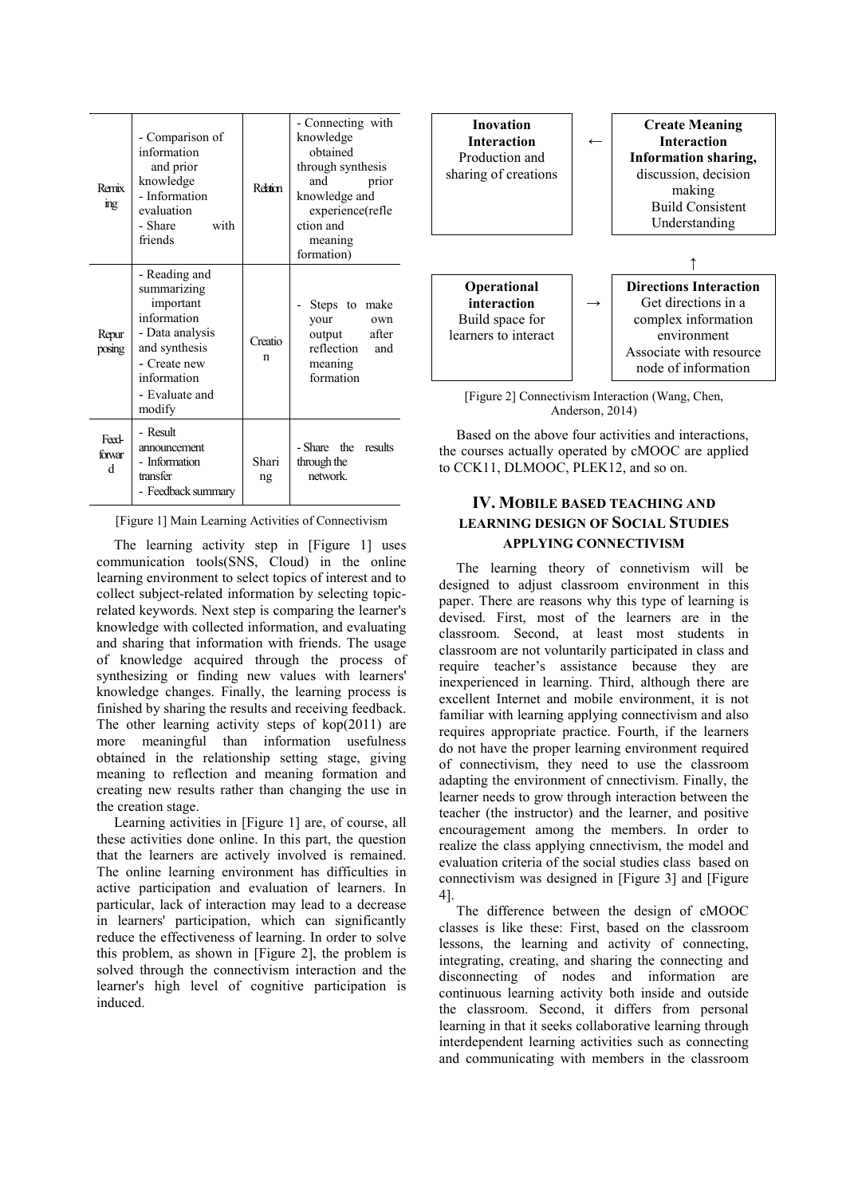| | | | |
|---|---|---|---|
| Remixing | - Comparison of information and prior knowledge<br>- Information evaluation<br>- Share with friends | Relation | - Connecting with knowledge obtained through synthesis and prior knowledge and experience(reflection and meaning formation) |
| Repurposing | - Reading and summarizing important information<br>- Data analysis and synthesis<br>- Create new information<br>- Evaluate and modify | Creation | - Steps to make your own output after reflection and meaning formation |
| Feed-forward | - Result announcement<br>- Information transfer<br>- Feedback summary | Sharing | - Share the results through the network. |

[Figure 1] Main Learning Activities of Connectivism

The learning activity step in [Figure 1] uses communication tools(SNS, Cloud) in the online learning environment to select topics of interest and to collect subject-related information by selecting topic-related keywords. Next step is comparing the learner's knowledge with collected information, and evaluating and sharing that information with friends. The usage of knowledge acquired through the process of synthesizing or finding new values with learners' knowledge changes. Finally, the learning process is finished by sharing the results and receiving feedback. The other learning activity steps of kop(2011) are more meaningful than information usefulness obtained in the relationship setting stage, giving meaning to reflection and meaning formation and creating new results rather than changing the use in the creation stage.

Learning activities in [Figure 1] are, of course, all these activities done online. In this part, the question that the learners are actively involved is remained. The online learning environment has difficulties in active participation and evaluation of learners. In particular, lack of interaction may lead to a decrease in learners' participation, which can significantly reduce the effectiveness of learning. In order to solve this problem, as shown in [Figure 2], the problem is solved through the connectivism interaction and the learner's high level of cognitive participation is induced.

**Inovation Interaction**
Production and sharing of creations

←

**Create Meaning Interaction**
**Information sharing,** discussion, decision making
Build Consistent Understanding

↑

**Operational interaction**
Build space for learners to interact

→

**Directions Interaction**
Get directions in a complex information environment
Associate with resource node of information

[Figure 2] Connectivism Interaction (Wang, Chen, Anderson, 2014)

Based on the above four activities and interactions, the courses actually operated by cMOOC are applied to CCK11, DLMOOC, PLEK12, and so on.

## IV. Mobile based Teaching and Learning Design of Social Studies Applying Connectivism

The learning theory of connetivism will be designed to adjust classroom environment in this paper. There are reasons why this type of learning is devised. First, most of the learners are in the classroom. Second, at least most students in classroom are not voluntarily participated in class and require teacher's assistance because they are inexperienced in learning. Third, although there are excellent Internet and mobile environment, it is not familiar with learning applying connectivism and also requires appropriate practice. Fourth, if the learners do not have the proper learning environment required of connectivism, they need to use the classroom adapting the environment of cnnectivism. Finally, the learner needs to grow through interaction between the teacher (the instructor) and the learner, and positive encouragement among the members. In order to realize the class applying cnnectivism, the model and evaluation criteria of the social studies class based on connectivism was designed in [Figure 3] and [Figure 4].

The difference between the design of cMOOC classes is like these: First, based on the classroom lessons, the learning and activity of connecting, integrating, creating, and sharing the connecting and disconnecting of nodes and information are continuous learning activity both inside and outside the classroom. Second, it differs from personal learning in that it seeks collaborative learning through interdependent learning activities such as connecting and communicating with members in the classroom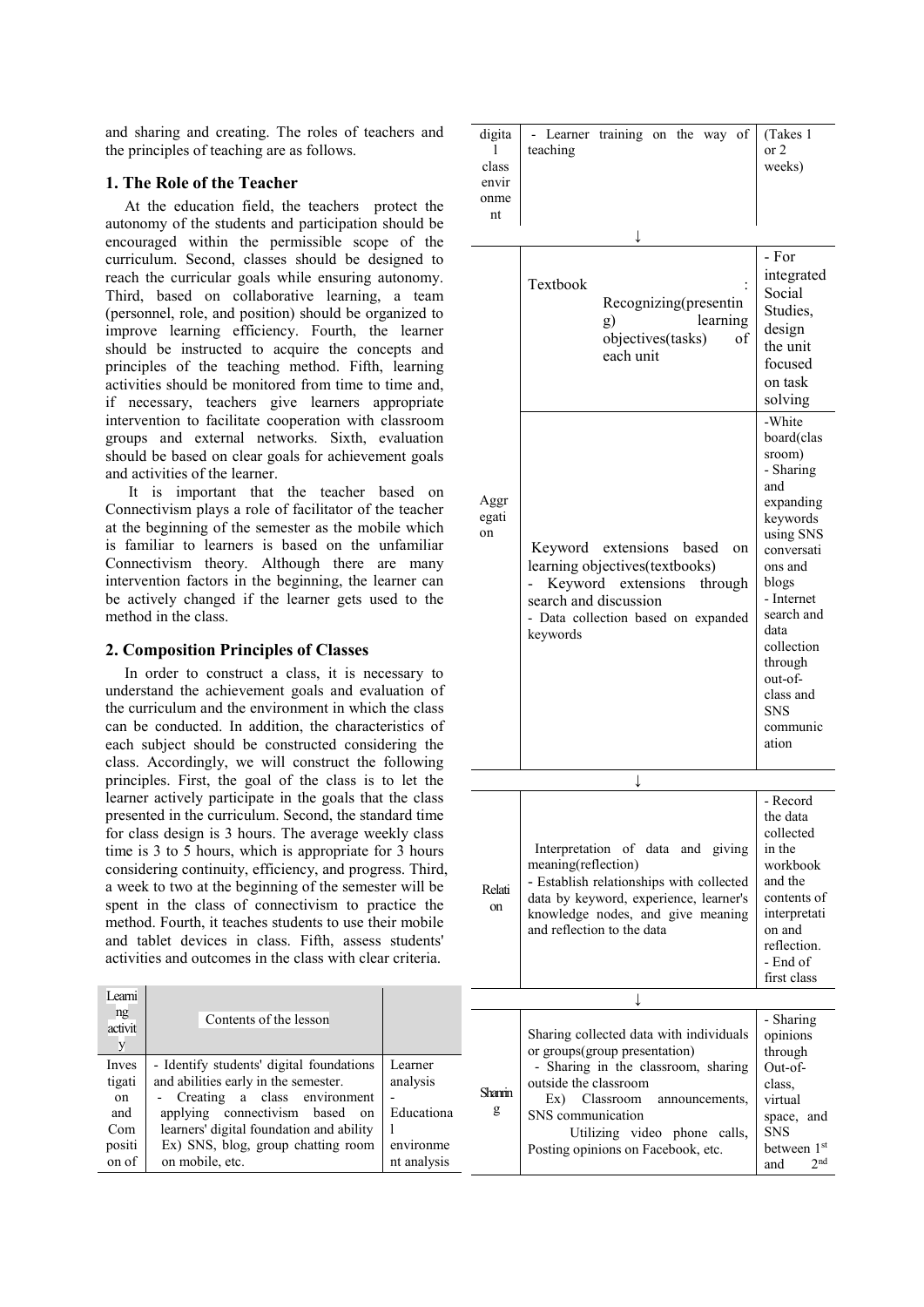and sharing and creating. The roles of teachers and the principles of teaching are as follows.

## 1. The Role of the Teacher

At the education field, the teachers protect the autonomy of the students and participation should be encouraged within the permissible scope of the curriculum. Second, classes should be designed to reach the curricular goals while ensuring autonomy. Third, based on collaborative learning, a team (personnel, role, and position) should be organized to improve learning efficiency. Fourth, the learner should be instructed to acquire the concepts and principles of the teaching method. Fifth, learning activities should be monitored from time to time and, if necessary, teachers give learners appropriate intervention to facilitate cooperation with classroom groups and external networks. Sixth, evaluation should be based on clear goals for achievement goals and activities of the learner.

It is important that the teacher based on Connectivism plays a role of facilitator of the teacher at the beginning of the semester as the mobile which is familiar to learners is based on the unfamiliar Connectivism theory. Although there are many intervention factors in the beginning, the learner can be actively changed if the learner gets used to the method in the class.

## 2. Composition Principles of Classes

In order to construct a class, it is necessary to understand the achievement goals and evaluation of the curriculum and the environment in which the class can be conducted. In addition, the characteristics of each subject should be constructed considering the class. Accordingly, we will construct the following principles. First, the goal of the class is to let the learner actively participate in the goals that the class presented in the curriculum. Second, the standard time for class design is 3 hours. The average weekly class time is 3 to 5 hours, which is appropriate for 3 hours considering continuity, efficiency, and progress. Third, a week to two at the beginning of the semester will be spent in the class of connectivism to practice the method. Fourth, it teaches students to use their mobile and tablet devices in class. Fifth, assess students' activities and outcomes in the class with clear criteria.

| Learning activity | Contents of the lesson | |
|---|---|---|
| Investigation and Composition of digital class environment | - Identify students' digital foundations and abilities early in the semester.<br>- Creating a class environment applying connectivism based on learners' digital foundation and ability Ex) SNS, blog, group chatting room on mobile, etc.<br>- Learner training on the way of teaching | Learner analysis<br>- Educational environment analysis<br>(Takes 1 or 2 weeks) |
| | ↓ | |
| Aggregation | Textbook : Recognizing(presenting) learning objectives(tasks) of each unit | - For integrated Social Studies, design the unit focused on task solving |
| | Keyword extensions based on learning objectives(textbooks)<br>- Keyword extensions through search and discussion<br>- Data collection based on expanded keywords | -White board(classroom)<br>- Sharing and expanding keywords using SNS conversations and blogs<br>- Internet search and data collection through out-of-class and SNS communication |
| | ↓ | |
| Relation | Interpretation of data and giving meaning(reflection)<br>- Establish relationships with collected data by keyword, experience, learner's knowledge nodes, and give meaning and reflection to the data | - Record the data collected in the workbook and the contents of interpretation and reflection.<br>- End of first class |
| | ↓ | |
| Sharing | Sharing collected data with individuals or groups(group presentation)<br>- Sharing in the classroom, sharing outside the classroom<br>Ex) Classroom announcements, SNS communication<br>Utilizing video phone calls, Posting opinions on Facebook, etc. | - Sharing opinions through Out-of-class, virtual space, and SNS between 1st and 2nd |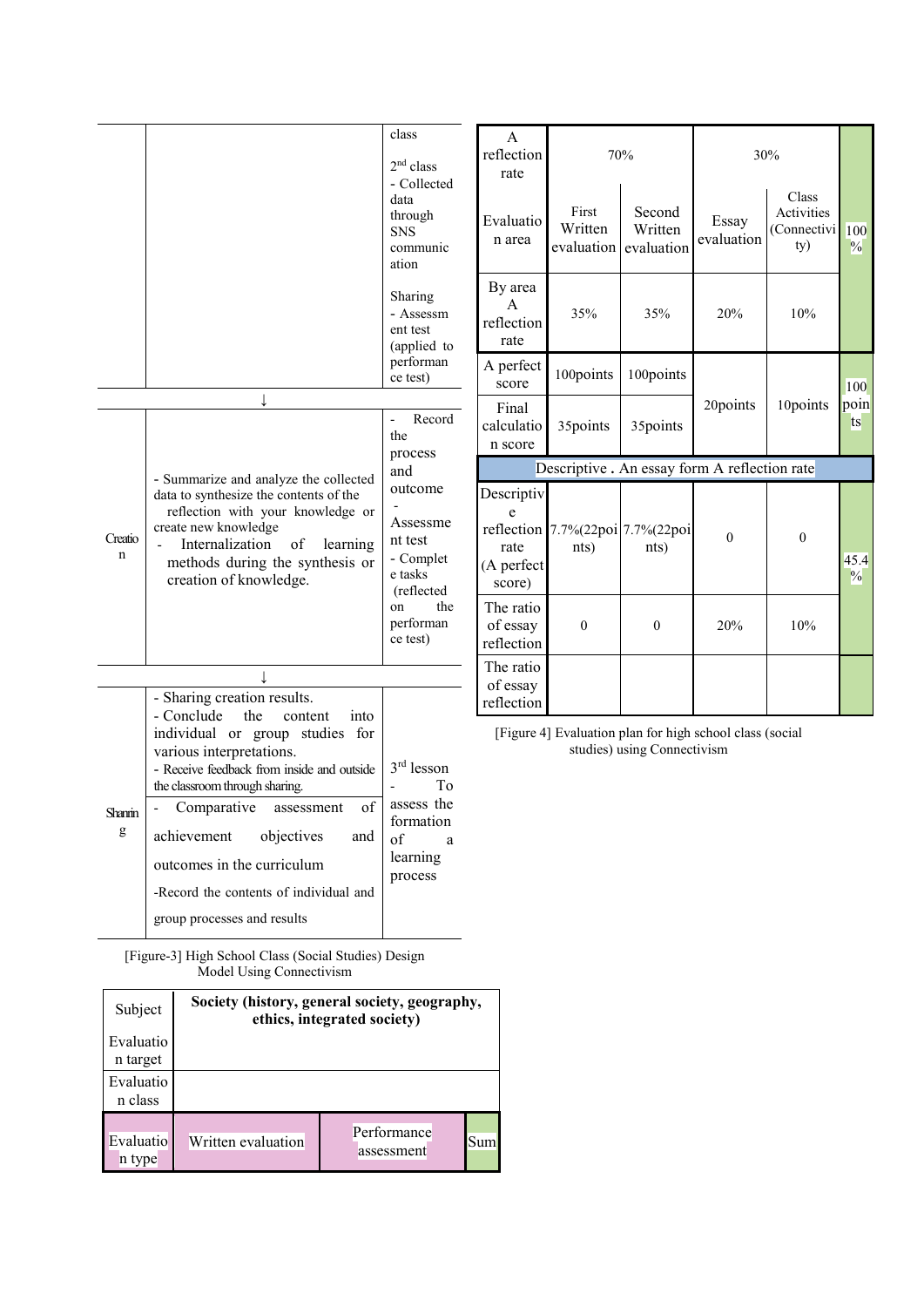| | | |
|---|---|---|
| | | class<br><br>2nd class<br>- Collected data through SNS communication<br><br>Sharing<br>- Assessment test (applied to performance test) |
| ↓ | | |
| Creation | - Summarize and analyze the collected data to synthesize the contents of the reflection with your knowledge or create new knowledge<br>- Internalization of learning methods during the synthesis or creation of knowledge. | - Record the process and outcome<br>- Assessment test<br>- Complete tasks (reflected on the performance test) |
| ↓ | | |
| Sharing | - Sharing creation results.<br>- Conclude the content into individual or group studies for various interpretations.<br>- Receive feedback from inside and outside the classroom through sharing.<br>- Comparative assessment of achievement objectives and outcomes in the curriculum<br>-Record the contents of individual and group processes and results | 3rd lesson<br>- To assess the formation of a learning process |

[Figure-3] High School Class (Social Studies) Design Model Using Connectivism

| Subject | Society (history, general society, geography, ethics, integrated society) | | | | |
|---|---|---|---|---|---|
| Evaluation target | | | | | |
| Evaluation class | | | | | |
| Evaluation type | Written evaluation | | Performance assessment | | Sum |
| A reflection rate | 70% | | 30% | | 100 % |
| Evaluation area | First Written evaluation | Second Written evaluation | Essay evaluation | Class Activities (Connectivity) | |
| By area A reflection rate | 35% | 35% | 20% | 10% | |
| A perfect score | 100points | 100points | 20points | 10points | 100 points |
| Final calculation score | 35points | 35points | | | |
| Descriptive . An essay form A reflection rate | | | | | |
| Descriptive reflection rate (A perfect score) | 7.7%(22points) | 7.7%(22points) | 0 | 0 | 45.4 % |
| The ratio of essay reflection | 0 | 0 | 20% | 10% | |
| The ratio of essay reflection | | | | | |

[Figure 4] Evaluation plan for high school class (social studies) using Connectivism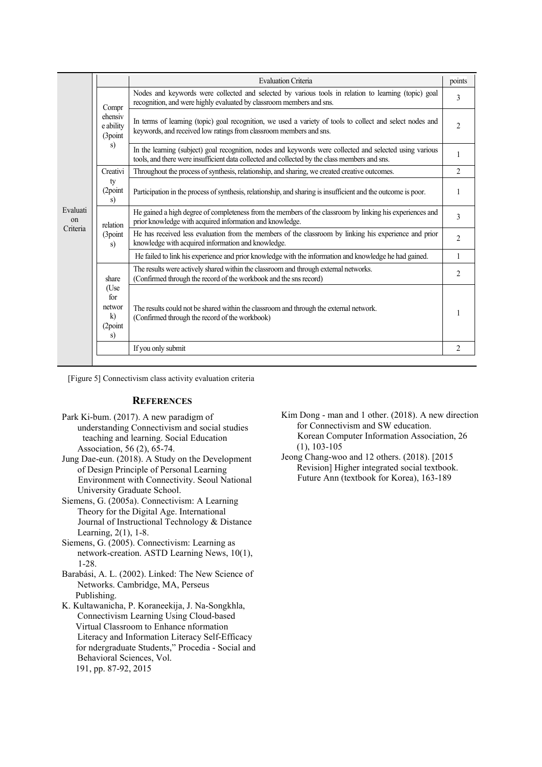| | | Evaluation Criteria | points |
|---|---|---|---|
| Evaluation Criteria | Comprehensive ability (3points) | Nodes and keywords were collected and selected by various tools in relation to learning (topic) goal recognition, and were highly evaluated by classroom members and sns. | 3 |
| | | In terms of learning (topic) goal recognition, we used a variety of tools to collect and select nodes and keywords, and received low ratings from classroom members and sns. | 2 |
| | | In the learning (subject) goal recognition, nodes and keywords were collected and selected using various tools, and there were insufficient data collected and collected by the class members and sns. | 1 |
| | Creativity (2points) | Throughout the process of synthesis, relationship, and sharing, we created creative outcomes. | 2 |
| | | Participation in the process of synthesis, relationship, and sharing is insufficient and the outcome is poor. | 1 |
| | relation (3points) | He gained a high degree of completeness from the members of the classroom by linking his experiences and prior knowledge with acquired information and knowledge. | 3 |
| | | He has received less evaluation from the members of the classroom by linking his experience and prior knowledge with acquired information and knowledge. | 2 |
| | | He failed to link his experience and prior knowledge with the information and knowledge he had gained. | 1 |
| | share (Use for network) (2points) | The results were actively shared within the classroom and through external networks. (Confirmed through the record of the workbook and the sns record) | 2 |
| | | The results could not be shared within the classroom and through the external network. (Confirmed through the record of the workbook) | 1 |
| | | If you only submit | 2 |

[Figure 5] Connectivism class activity evaluation criteria

## REFERENCES

Park Ki-bum. (2017). A new paradigm of understanding Connectivism and social studies teaching and learning. Social Education Association, 56 (2), 65-74.

Jung Dae-eun. (2018). A Study on the Development of Design Principle of Personal Learning Environment with Connectivity. Seoul National University Graduate School.

Siemens, G. (2005a). Connectivism: A Learning Theory for the Digital Age. International Journal of Instructional Technology & Distance Learning, 2(1), 1-8.

Siemens, G. (2005). Connectivism: Learning as network-creation. ASTD Learning News, 10(1), 1-28.

Barabási, A. L. (2002). Linked: The New Science of Networks. Cambridge, MA, Perseus Publishing.

K. Kultawanicha, P. Koraneekija, J. Na-Songkhla, Connectivism Learning Using Cloud-based Virtual Classroom to Enhance nformation Literacy and Information Literacy Self-Efficacy for ndergraduate Students," Procedia - Social and Behavioral Sciences, Vol. 191, pp. 87-92, 2015

Kim Dong - man and 1 other. (2018). A new direction for Connectivism and SW education. Korean Computer Information Association, 26 (1), 103-105

Jeong Chang-woo and 12 others. (2018). [2015 Revision] Higher integrated social textbook. Future Ann (textbook for Korea), 163-189